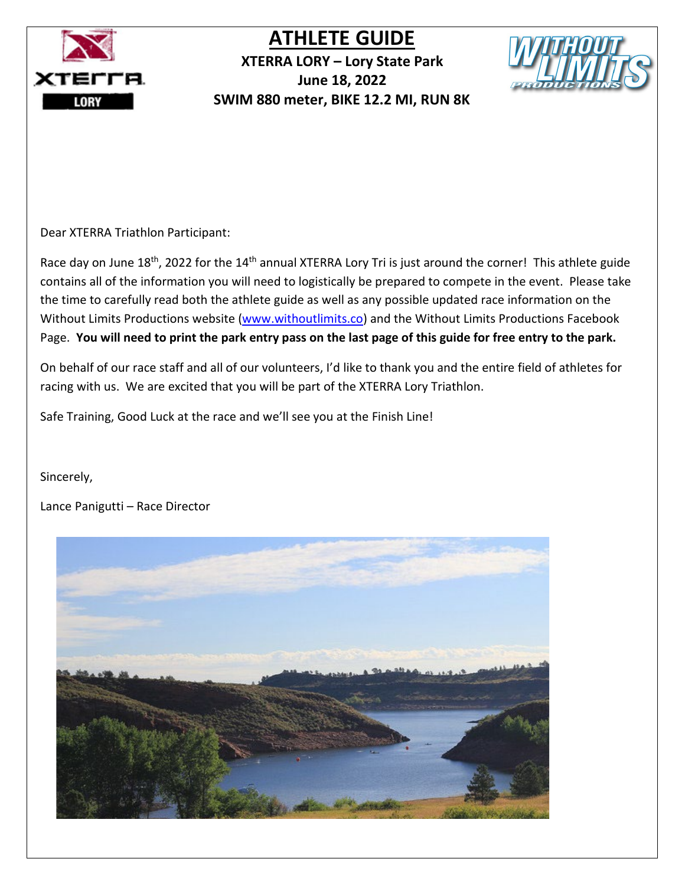# ATHLETE GUIDE

**XTERRA LORY – Lory State Park**
**June 18, 2022**
**SWIM 880 meter, BIKE 12.2 MI, RUN 8K**

Dear XTERRA Triathlon Participant:

Race day on June 18th, 2022 for the 14th annual XTERRA Lory Tri is just around the corner! This athlete guide contains all of the information you will need to logistically be prepared to compete in the event. Please take the time to carefully read both the athlete guide as well as any possible updated race information on the Without Limits Productions website (www.withoutlimits.co) and the Without Limits Productions Facebook Page. **You will need to print the park entry pass on the last page of this guide for free entry to the park.**

On behalf of our race staff and all of our volunteers, I'd like to thank you and the entire field of athletes for racing with us. We are excited that you will be part of the XTERRA Lory Triathlon.

Safe Training, Good Luck at the race and we'll see you at the Finish Line!

Sincerely,

Lance Panigutti – Race Director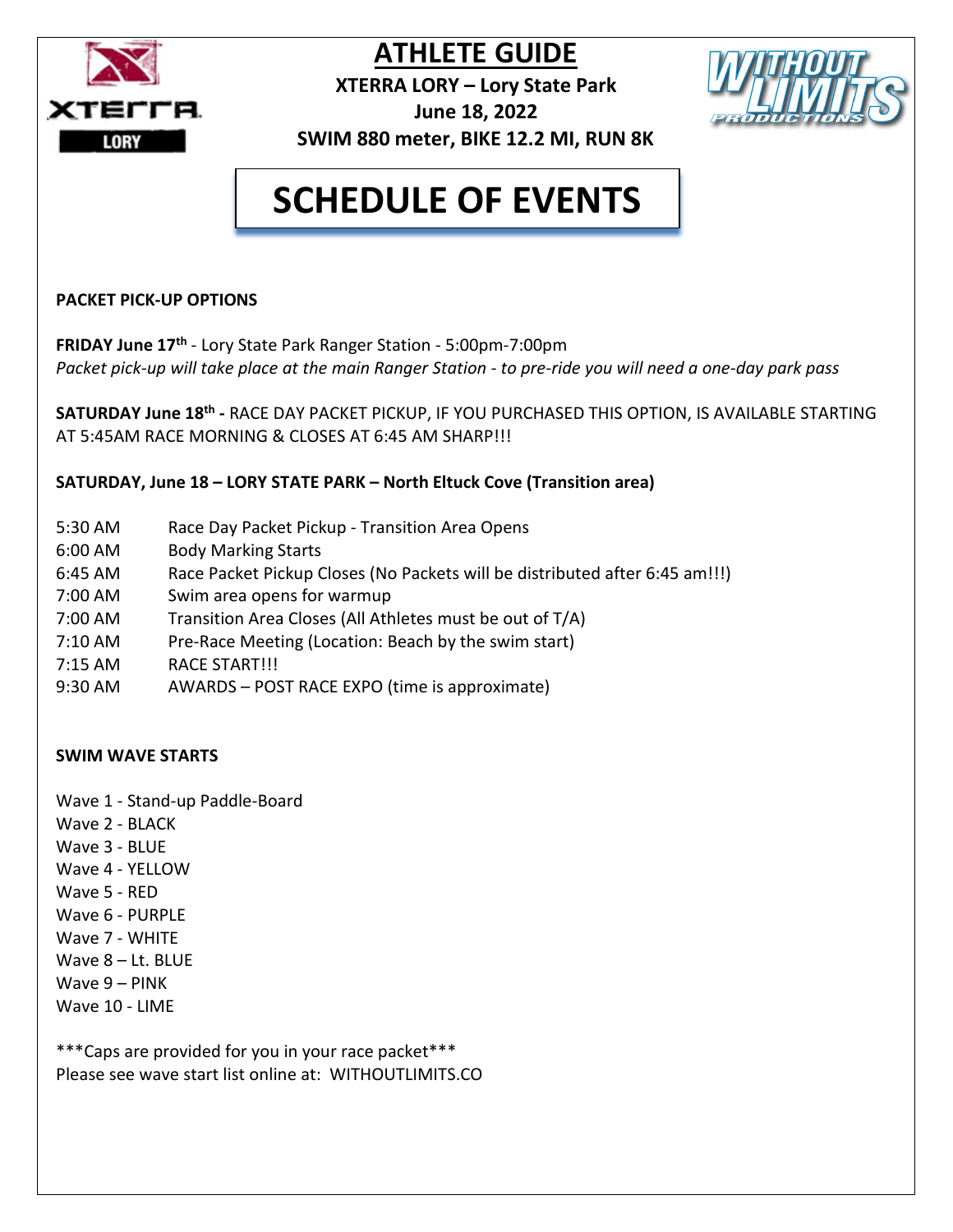# ATHLETE GUIDE

**XTERRA LORY – Lory State Park**
**June 18, 2022**
**SWIM 880 meter, BIKE 12.2 MI, RUN 8K**

# SCHEDULE OF EVENTS

**PACKET PICK-UP OPTIONS**

**FRIDAY June 17th** - Lory State Park Ranger Station - 5:00pm-7:00pm
*Packet pick-up will take place at the main Ranger Station - to pre-ride you will need a one-day park pass*

**SATURDAY June 18th -** RACE DAY PACKET PICKUP, IF YOU PURCHASED THIS OPTION, IS AVAILABLE STARTING AT 5:45AM RACE MORNING & CLOSES AT 6:45 AM SHARP!!!

**SATURDAY, June 18 – LORY STATE PARK – North Eltuck Cove (Transition area)**

| | |
|---|---|
| 5:30 AM | Race Day Packet Pickup - Transition Area Opens |
| 6:00 AM | Body Marking Starts |
| 6:45 AM | Race Packet Pickup Closes (No Packets will be distributed after 6:45 am!!!) |
| 7:00 AM | Swim area opens for warmup |
| 7:00 AM | Transition Area Closes (All Athletes must be out of T/A) |
| 7:10 AM | Pre-Race Meeting (Location: Beach by the swim start) |
| 7:15 AM | RACE START!!! |
| 9:30 AM | AWARDS – POST RACE EXPO (time is approximate) |

**SWIM WAVE STARTS**

Wave 1 - Stand-up Paddle-Board
Wave 2 - BLACK
Wave 3 - BLUE
Wave 4 - YELLOW
Wave 5 - RED
Wave 6 - PURPLE
Wave 7 - WHITE
Wave 8 – Lt. BLUE
Wave 9 – PINK
Wave 10 - LIME

***Caps are provided for you in your race packet***
Please see wave start list online at: WITHOUTLIMITS.CO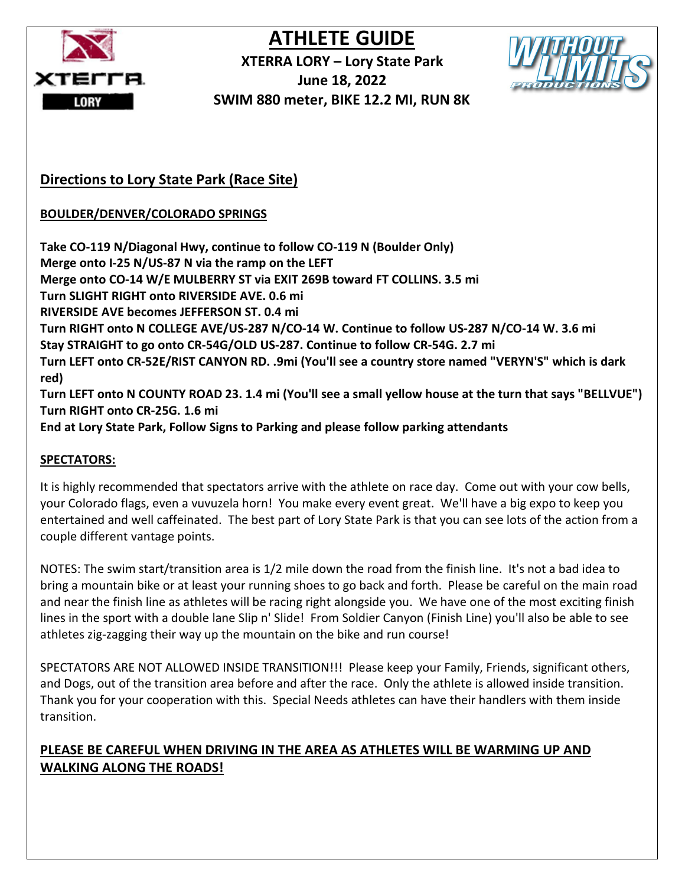# ATHLETE GUIDE

**XTERRA LORY – Lory State Park**
**June 18, 2022**
**SWIM 880 meter, BIKE 12.2 MI, RUN 8K**

## Directions to Lory State Park (Race Site)

### BOULDER/DENVER/COLORADO SPRINGS

**Take CO-119 N/Diagonal Hwy, continue to follow CO-119 N (Boulder Only)**
**Merge onto I-25 N/US-87 N via the ramp on the LEFT**
**Merge onto CO-14 W/E MULBERRY ST via EXIT 269B toward FT COLLINS. 3.5 mi**
**Turn SLIGHT RIGHT onto RIVERSIDE AVE. 0.6 mi**
**RIVERSIDE AVE becomes JEFFERSON ST. 0.4 mi**
**Turn RIGHT onto N COLLEGE AVE/US-287 N/CO-14 W. Continue to follow US-287 N/CO-14 W. 3.6 mi**
**Stay STRAIGHT to go onto CR-54G/OLD US-287. Continue to follow CR-54G. 2.7 mi**
**Turn LEFT onto CR-52E/RIST CANYON RD. .9mi (You'll see a country store named "VERYN'S" which is dark red)**
**Turn LEFT onto N COUNTY ROAD 23. 1.4 mi (You'll see a small yellow house at the turn that says "BELLVUE")**
**Turn RIGHT onto CR-25G. 1.6 mi**
**End at Lory State Park, Follow Signs to Parking and please follow parking attendants**

### SPECTATORS:

It is highly recommended that spectators arrive with the athlete on race day. Come out with your cow bells, your Colorado flags, even a vuvuzela horn! You make every event great. We'll have a big expo to keep you entertained and well caffeinated. The best part of Lory State Park is that you can see lots of the action from a couple different vantage points.

NOTES: The swim start/transition area is 1/2 mile down the road from the finish line. It's not a bad idea to bring a mountain bike or at least your running shoes to go back and forth. Please be careful on the main road and near the finish line as athletes will be racing right alongside you. We have one of the most exciting finish lines in the sport with a double lane Slip n' Slide! From Soldier Canyon (Finish Line) you'll also be able to see athletes zig-zagging their way up the mountain on the bike and run course!

SPECTATORS ARE NOT ALLOWED INSIDE TRANSITION!!! Please keep your Family, Friends, significant others, and Dogs, out of the transition area before and after the race. Only the athlete is allowed inside transition. Thank you for your cooperation with this. Special Needs athletes can have their handlers with them inside transition.

**PLEASE BE CAREFUL WHEN DRIVING IN THE AREA AS ATHLETES WILL BE WARMING UP AND WALKING ALONG THE ROADS!**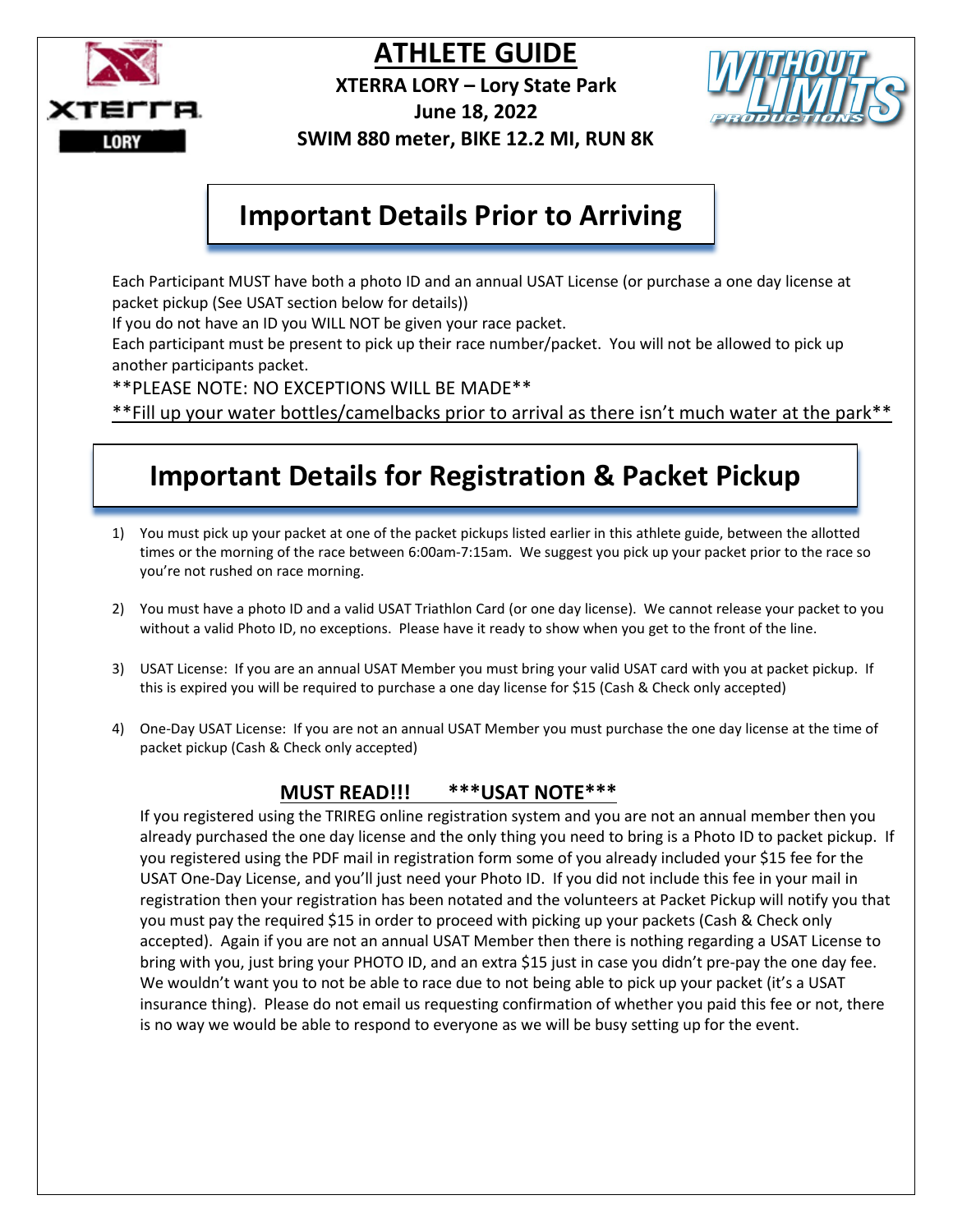# ATHLETE GUIDE

**XTERRA LORY – Lory State Park**
**June 18, 2022**
**SWIM 880 meter, BIKE 12.2 MI, RUN 8K**

## Important Details Prior to Arriving

Each Participant MUST have both a photo ID and an annual USAT License (or purchase a one day license at packet pickup (See USAT section below for details))
If you do not have an ID you WILL NOT be given your race packet.
Each participant must be present to pick up their race number/packet. You will not be allowed to pick up another participants packet.
**PLEASE NOTE: NO EXCEPTIONS WILL BE MADE**
<u>**Fill up your water bottles/camelbacks prior to arrival as there isn't much water at the park**</u>

## Important Details for Registration & Packet Pickup

1) You must pick up your packet at one of the packet pickups listed earlier in this athlete guide, between the allotted times or the morning of the race between 6:00am-7:15am. We suggest you pick up your packet prior to the race so you're not rushed on race morning.

2) You must have a photo ID and a valid USAT Triathlon Card (or one day license). We cannot release your packet to you without a valid Photo ID, no exceptions. Please have it ready to show when you get to the front of the line.

3) USAT License: If you are an annual USAT Member you must bring your valid USAT card with you at packet pickup. If this is expired you will be required to purchase a one day license for $15 (Cash & Check only accepted)

4) One-Day USAT License: If you are not an annual USAT Member you must purchase the one day license at the time of packet pickup (Cash & Check only accepted)

### MUST READ!!! ***USAT NOTE***

If you registered using the TRIREG online registration system and you are not an annual member then you already purchased the one day license and the only thing you need to bring is a Photo ID to packet pickup. If you registered using the PDF mail in registration form some of you already included your $15 fee for the USAT One-Day License, and you'll just need your Photo ID. If you did not include this fee in your mail in registration then your registration has been notated and the volunteers at Packet Pickup will notify you that you must pay the required $15 in order to proceed with picking up your packets (Cash & Check only accepted). Again if you are not an annual USAT Member then there is nothing regarding a USAT License to bring with you, just bring your PHOTO ID, and an extra $15 just in case you didn't pre-pay the one day fee. We wouldn't want you to not be able to race due to not being able to pick up your packet (it's a USAT insurance thing). Please do not email us requesting confirmation of whether you paid this fee or not, there is no way we would be able to respond to everyone as we will be busy setting up for the event.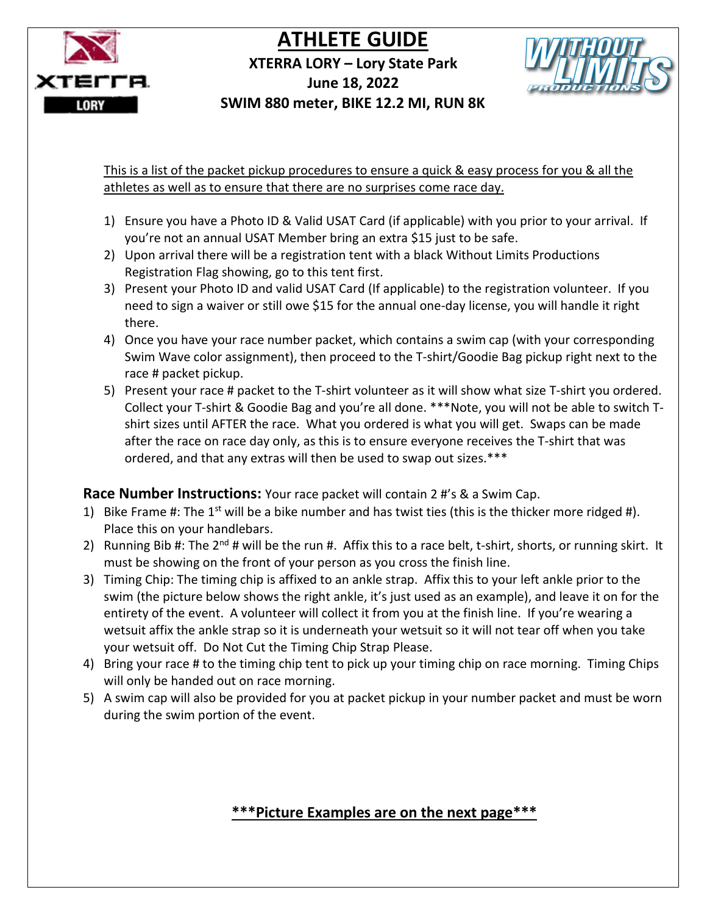# ATHLETE GUIDE

**XTERRA LORY – Lory State Park**
**June 18, 2022**
**SWIM 880 meter, BIKE 12.2 MI, RUN 8K**

This is a list of the packet pickup procedures to ensure a quick & easy process for you & all the athletes as well as to ensure that there are no surprises come race day.

1) Ensure you have a Photo ID & Valid USAT Card (if applicable) with you prior to your arrival. If you're not an annual USAT Member bring an extra $15 just to be safe.
2) Upon arrival there will be a registration tent with a black Without Limits Productions Registration Flag showing, go to this tent first.
3) Present your Photo ID and valid USAT Card (If applicable) to the registration volunteer. If you need to sign a waiver or still owe $15 for the annual one-day license, you will handle it right there.
4) Once you have your race number packet, which contains a swim cap (with your corresponding Swim Wave color assignment), then proceed to the T-shirt/Goodie Bag pickup right next to the race # packet pickup.
5) Present your race # packet to the T-shirt volunteer as it will show what size T-shirt you ordered. Collect your T-shirt & Goodie Bag and you're all done. ***Note, you will not be able to switch T-shirt sizes until AFTER the race. What you ordered is what you will get. Swaps can be made after the race on race day only, as this is to ensure everyone receives the T-shirt that was ordered, and that any extras will then be used to swap out sizes.***

**Race Number Instructions:** Your race packet will contain 2 #'s & a Swim Cap.

1) Bike Frame #: The 1st will be a bike number and has twist ties (this is the thicker more ridged #). Place this on your handlebars.
2) Running Bib #: The 2nd # will be the run #. Affix this to a race belt, t-shirt, shorts, or running skirt. It must be showing on the front of your person as you cross the finish line.
3) Timing Chip: The timing chip is affixed to an ankle strap. Affix this to your left ankle prior to the swim (the picture below shows the right ankle, it's just used as an example), and leave it on for the entirety of the event. A volunteer will collect it from you at the finish line. If you're wearing a wetsuit affix the ankle strap so it is underneath your wetsuit so it will not tear off when you take your wetsuit off. Do Not Cut the Timing Chip Strap Please.
4) Bring your race # to the timing chip tent to pick up your timing chip on race morning. Timing Chips will only be handed out on race morning.
5) A swim cap will also be provided for you at packet pickup in your number packet and must be worn during the swim portion of the event.

**\*\*\*Picture Examples are on the next page\*\*\***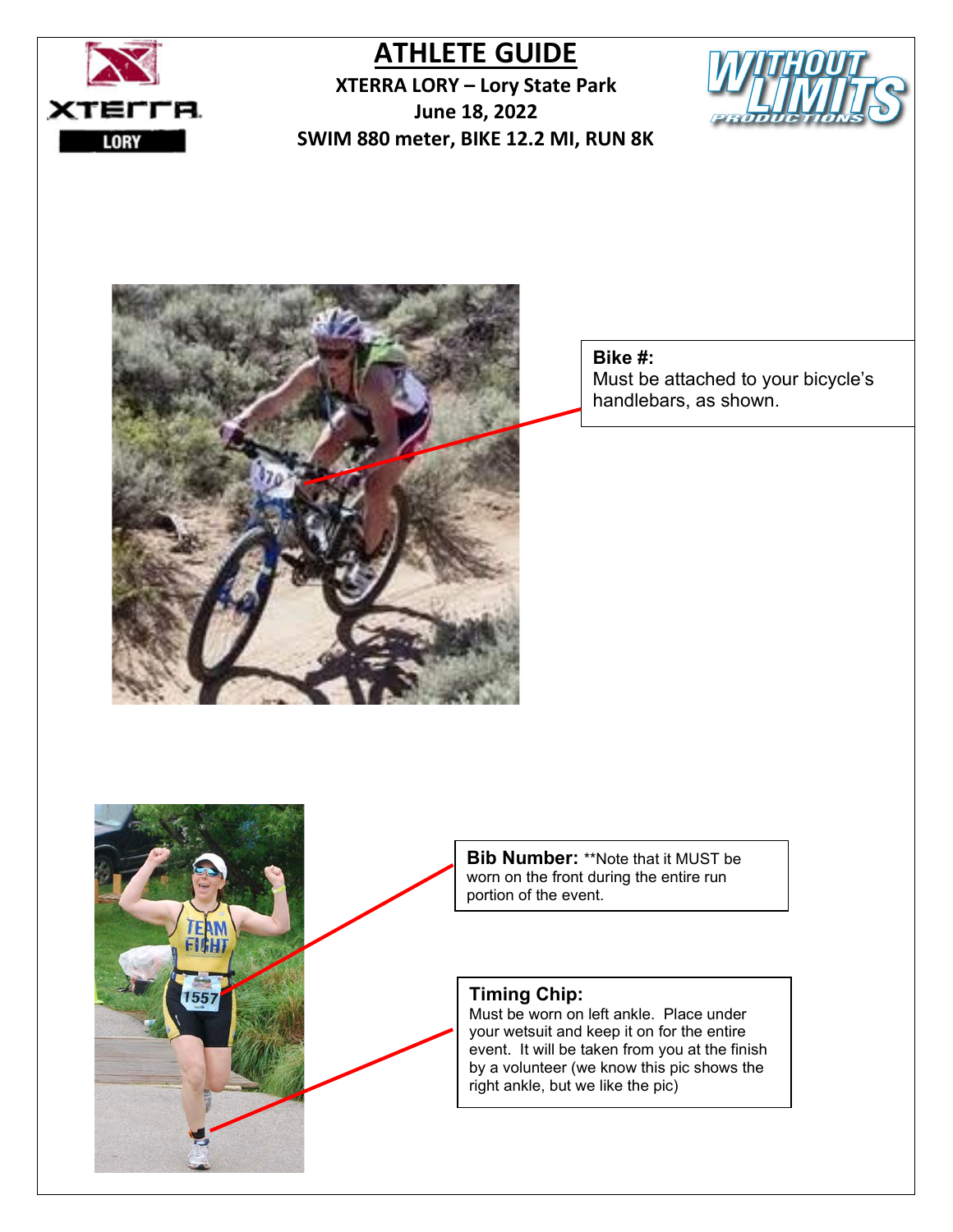# ATHLETE GUIDE

**XTERRA LORY – Lory State Park**
**June 18, 2022**
**SWIM 880 meter, BIKE 12.2 MI, RUN 8K**

**Bike #:**
Must be attached to your bicycle's handlebars, as shown.

**Bib Number:** **Note that it MUST be worn on the front during the entire run portion of the event.

**Timing Chip:**
Must be worn on left ankle. Place under your wetsuit and keep it on for the entire event. It will be taken from you at the finish by a volunteer (we know this pic shows the right ankle, but we like the pic)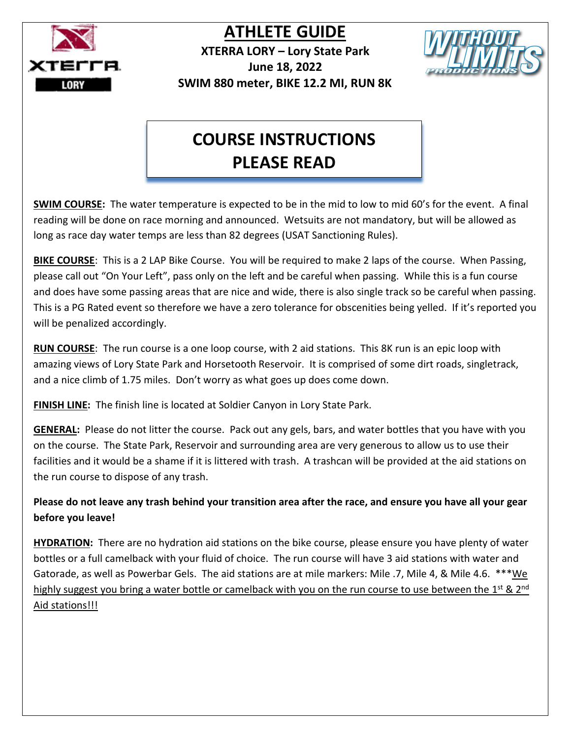# ATHLETE GUIDE

**XTERRA LORY – Lory State Park**
**June 18, 2022**
**SWIM 880 meter, BIKE 12.2 MI, RUN 8K**

## COURSE INSTRUCTIONS
## PLEASE READ

**SWIM COURSE:** The water temperature is expected to be in the mid to low to mid 60's for the event. A final reading will be done on race morning and announced. Wetsuits are not mandatory, but will be allowed as long as race day water temps are less than 82 degrees (USAT Sanctioning Rules).

**BIKE COURSE**: This is a 2 LAP Bike Course. You will be required to make 2 laps of the course. When Passing, please call out "On Your Left", pass only on the left and be careful when passing. While this is a fun course and does have some passing areas that are nice and wide, there is also single track so be careful when passing. This is a PG Rated event so therefore we have a zero tolerance for obscenities being yelled. If it's reported you will be penalized accordingly.

**RUN COURSE**: The run course is a one loop course, with 2 aid stations. This 8K run is an epic loop with amazing views of Lory State Park and Horsetooth Reservoir. It is comprised of some dirt roads, singletrack, and a nice climb of 1.75 miles. Don't worry as what goes up does come down.

**FINISH LINE:** The finish line is located at Soldier Canyon in Lory State Park.

**GENERAL:** Please do not litter the course. Pack out any gels, bars, and water bottles that you have with you on the course. The State Park, Reservoir and surrounding area are very generous to allow us to use their facilities and it would be a shame if it is littered with trash. A trashcan will be provided at the aid stations on the run course to dispose of any trash.

**Please do not leave any trash behind your transition area after the race, and ensure you have all your gear before you leave!**

**HYDRATION:** There are no hydration aid stations on the bike course, please ensure you have plenty of water bottles or a full camelback with your fluid of choice. The run course will have 3 aid stations with water and Gatorade, as well as Powerbar Gels. The aid stations are at mile markers: Mile .7, Mile 4, & Mile 4.6. ***We highly suggest you bring a water bottle or camelback with you on the run course to use between the 1st & 2nd Aid stations!!!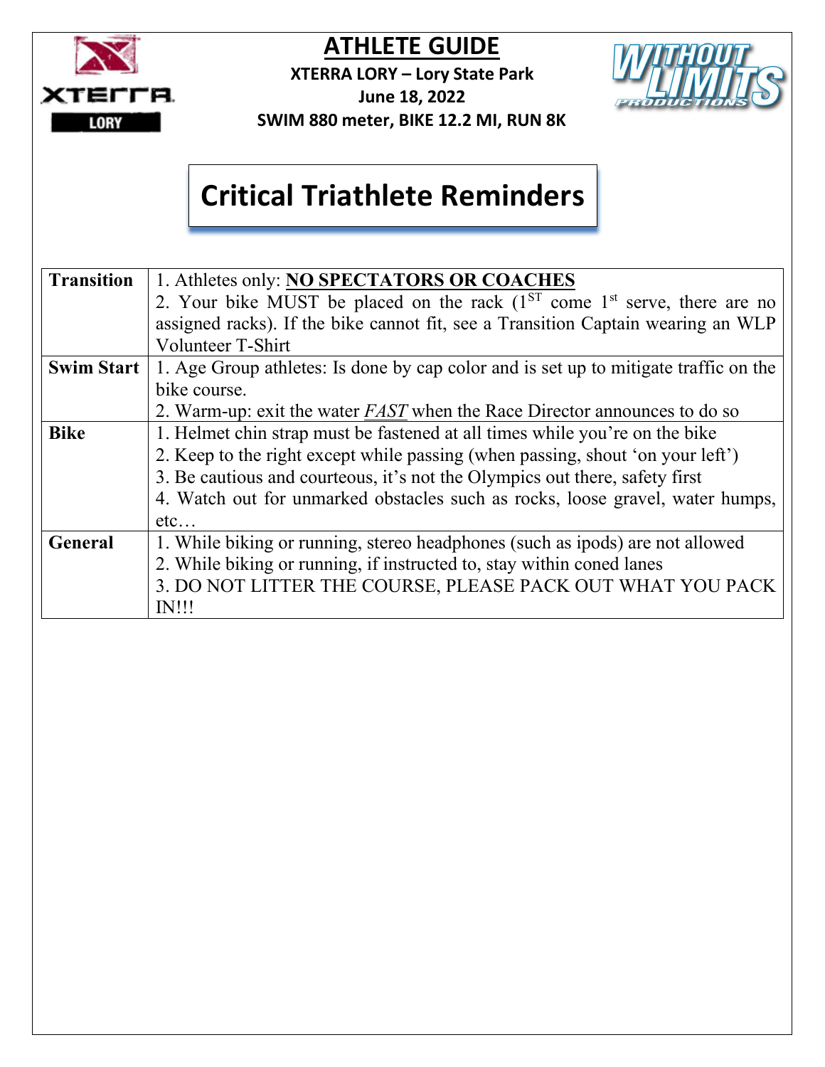# ATHLETE GUIDE

**XTERRA LORY – Lory State Park**
**June 18, 2022**
**SWIM 880 meter, BIKE 12.2 MI, RUN 8K**

## Critical Triathlete Reminders

| | |
|---|---|
| **Transition** | 1. Athletes only: **NO SPECTATORS OR COACHES**<br>2. Your bike MUST be placed on the rack (1ST come 1st serve, there are no assigned racks). If the bike cannot fit, see a Transition Captain wearing an WLP Volunteer T-Shirt |
| **Swim Start** | 1. Age Group athletes: Is done by cap color and is set up to mitigate traffic on the bike course.<br>2. Warm-up: exit the water ***FAST*** when the Race Director announces to do so |
| **Bike** | 1. Helmet chin strap must be fastened at all times while you're on the bike<br>2. Keep to the right except while passing (when passing, shout 'on your left')<br>3. Be cautious and courteous, it's not the Olympics out there, safety first<br>4. Watch out for unmarked obstacles such as rocks, loose gravel, water humps, etc… |
| **General** | 1. While biking or running, stereo headphones (such as ipods) are not allowed<br>2. While biking or running, if instructed to, stay within coned lanes<br>3. DO NOT LITTER THE COURSE, PLEASE PACK OUT WHAT YOU PACK IN!!! |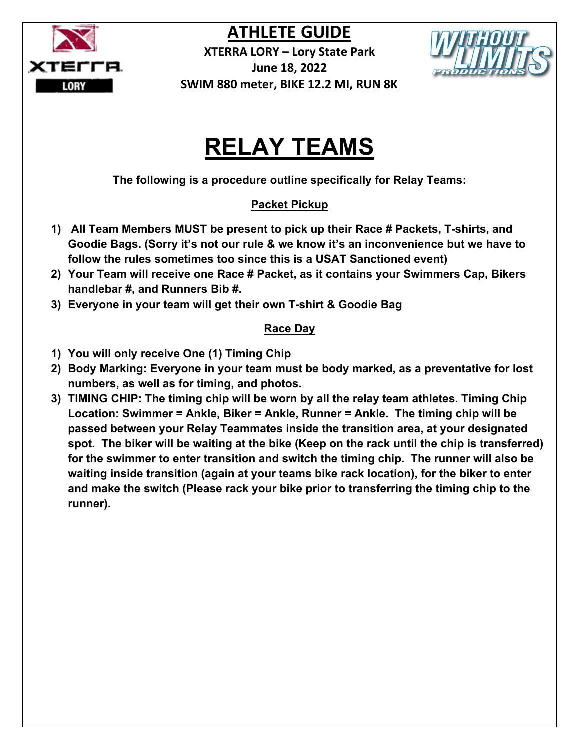# ATHLETE GUIDE

**XTERRA LORY – Lory State Park**
**June 18, 2022**
**SWIM 880 meter, BIKE 12.2 MI, RUN 8K**

# RELAY TEAMS

**The following is a procedure outline specifically for Relay Teams:**

## Packet Pickup

1) **All Team Members MUST be present to pick up their Race # Packets, T-shirts, and Goodie Bags. (Sorry it's not our rule & we know it's an inconvenience but we have to follow the rules sometimes too since this is a USAT Sanctioned event)**
2) **Your Team will receive one Race # Packet, as it contains your Swimmers Cap, Bikers handlebar #, and Runners Bib #.**
3) **Everyone in your team will get their own T-shirt & Goodie Bag**

## Race Day

1) **You will only receive One (1) Timing Chip**
2) **Body Marking: Everyone in your team must be body marked, as a preventative for lost numbers, as well as for timing, and photos.**
3) **TIMING CHIP: The timing chip will be worn by all the relay team athletes. Timing Chip Location: Swimmer = Ankle, Biker = Ankle, Runner = Ankle. The timing chip will be passed between your Relay Teammates inside the transition area, at your designated spot. The biker will be waiting at the bike (Keep on the rack until the chip is transferred) for the swimmer to enter transition and switch the timing chip. The runner will also be waiting inside transition (again at your teams bike rack location), for the biker to enter and make the switch (Please rack your bike prior to transferring the timing chip to the runner).**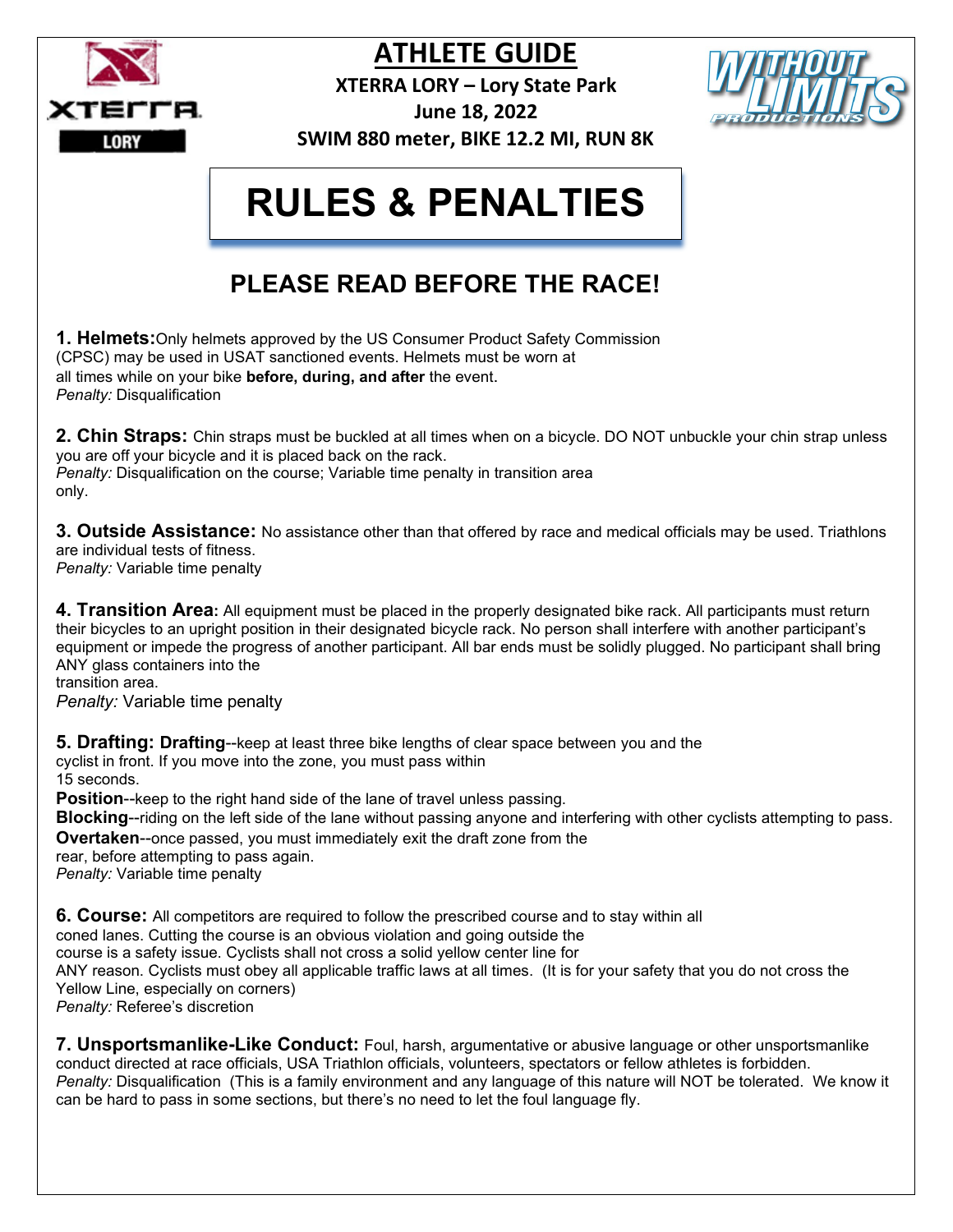# ATHLETE GUIDE

**XTERRA LORY – Lory State Park**

**June 18, 2022**

**SWIM 880 meter, BIKE 12.2 MI, RUN 8K**

# RULES & PENALTIES

## PLEASE READ BEFORE THE RACE!

**1. Helmets:** Only helmets approved by the US Consumer Product Safety Commission (CPSC) may be used in USAT sanctioned events. Helmets must be worn at all times while on your bike **before, during, and after** the event.
*Penalty:* Disqualification

**2. Chin Straps:** Chin straps must be buckled at all times when on a bicycle. DO NOT unbuckle your chin strap unless you are off your bicycle and it is placed back on the rack.
*Penalty:* Disqualification on the course; Variable time penalty in transition area only.

**3. Outside Assistance:** No assistance other than that offered by race and medical officials may be used. Triathlons are individual tests of fitness.
*Penalty:* Variable time penalty

**4. Transition Area:** All equipment must be placed in the properly designated bike rack. All participants must return their bicycles to an upright position in their designated bicycle rack. No person shall interfere with another participant's equipment or impede the progress of another participant. All bar ends must be solidly plugged. No participant shall bring ANY glass containers into the transition area.
*Penalty:* Variable time penalty

**5. Drafting: Drafting**--keep at least three bike lengths of clear space between you and the cyclist in front. If you move into the zone, you must pass within 15 seconds.
**Position**--keep to the right hand side of the lane of travel unless passing.
**Blocking**--riding on the left side of the lane without passing anyone and interfering with other cyclists attempting to pass.
**Overtaken**--once passed, you must immediately exit the draft zone from the rear, before attempting to pass again.
*Penalty:* Variable time penalty

**6. Course:** All competitors are required to follow the prescribed course and to stay within all coned lanes. Cutting the course is an obvious violation and going outside the course is a safety issue. Cyclists shall not cross a solid yellow center line for ANY reason. Cyclists must obey all applicable traffic laws at all times. (It is for your safety that you do not cross the Yellow Line, especially on corners)
*Penalty:* Referee's discretion

**7. Unsportsmanlike-Like Conduct:** Foul, harsh, argumentative or abusive language or other unsportsmanlike conduct directed at race officials, USA Triathlon officials, volunteers, spectators or fellow athletes is forbidden.
*Penalty:* Disqualification (This is a family environment and any language of this nature will NOT be tolerated. We know it can be hard to pass in some sections, but there's no need to let the foul language fly.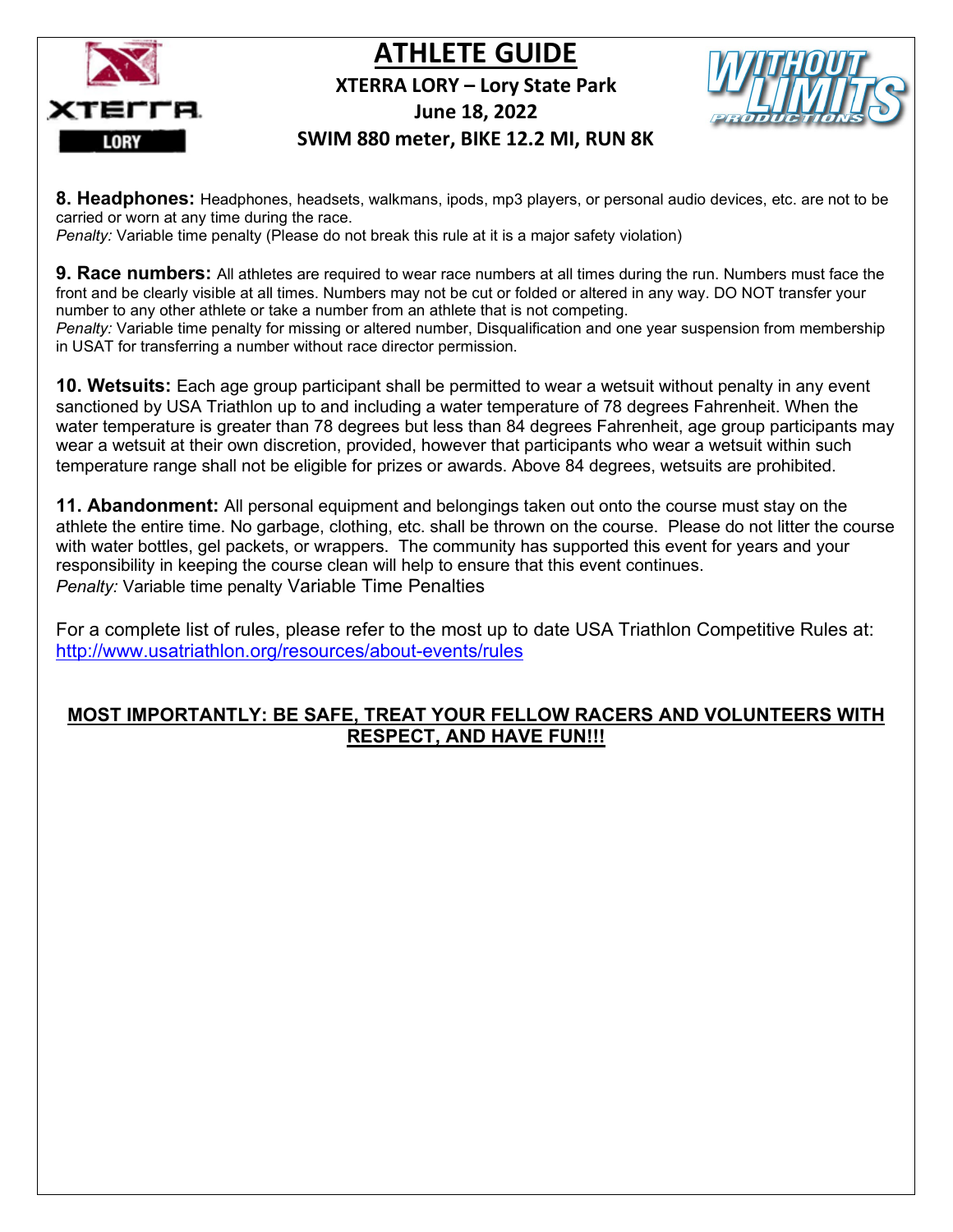# ATHLETE GUIDE

**XTERRA LORY – Lory State Park**
**June 18, 2022**
**SWIM 880 meter, BIKE 12.2 MI, RUN 8K**

**8. Headphones:** Headphones, headsets, walkmans, ipods, mp3 players, or personal audio devices, etc. are not to be carried or worn at any time during the race.
*Penalty:* Variable time penalty (Please do not break this rule at it is a major safety violation)

**9. Race numbers:** All athletes are required to wear race numbers at all times during the run. Numbers must face the front and be clearly visible at all times. Numbers may not be cut or folded or altered in any way. DO NOT transfer your number to any other athlete or take a number from an athlete that is not competing.
*Penalty:* Variable time penalty for missing or altered number, Disqualification and one year suspension from membership in USAT for transferring a number without race director permission.

**10. Wetsuits:** Each age group participant shall be permitted to wear a wetsuit without penalty in any event sanctioned by USA Triathlon up to and including a water temperature of 78 degrees Fahrenheit. When the water temperature is greater than 78 degrees but less than 84 degrees Fahrenheit, age group participants may wear a wetsuit at their own discretion, provided, however that participants who wear a wetsuit within such temperature range shall not be eligible for prizes or awards. Above 84 degrees, wetsuits are prohibited.

**11. Abandonment:** All personal equipment and belongings taken out onto the course must stay on the athlete the entire time. No garbage, clothing, etc. shall be thrown on the course. Please do not litter the course with water bottles, gel packets, or wrappers. The community has supported this event for years and your responsibility in keeping the course clean will help to ensure that this event continues.
*Penalty:* Variable time penalty Variable Time Penalties

For a complete list of rules, please refer to the most up to date USA Triathlon Competitive Rules at: http://www.usatriathlon.org/resources/about-events/rules

**MOST IMPORTANTLY: BE SAFE, TREAT YOUR FELLOW RACERS AND VOLUNTEERS WITH RESPECT, AND HAVE FUN!!!**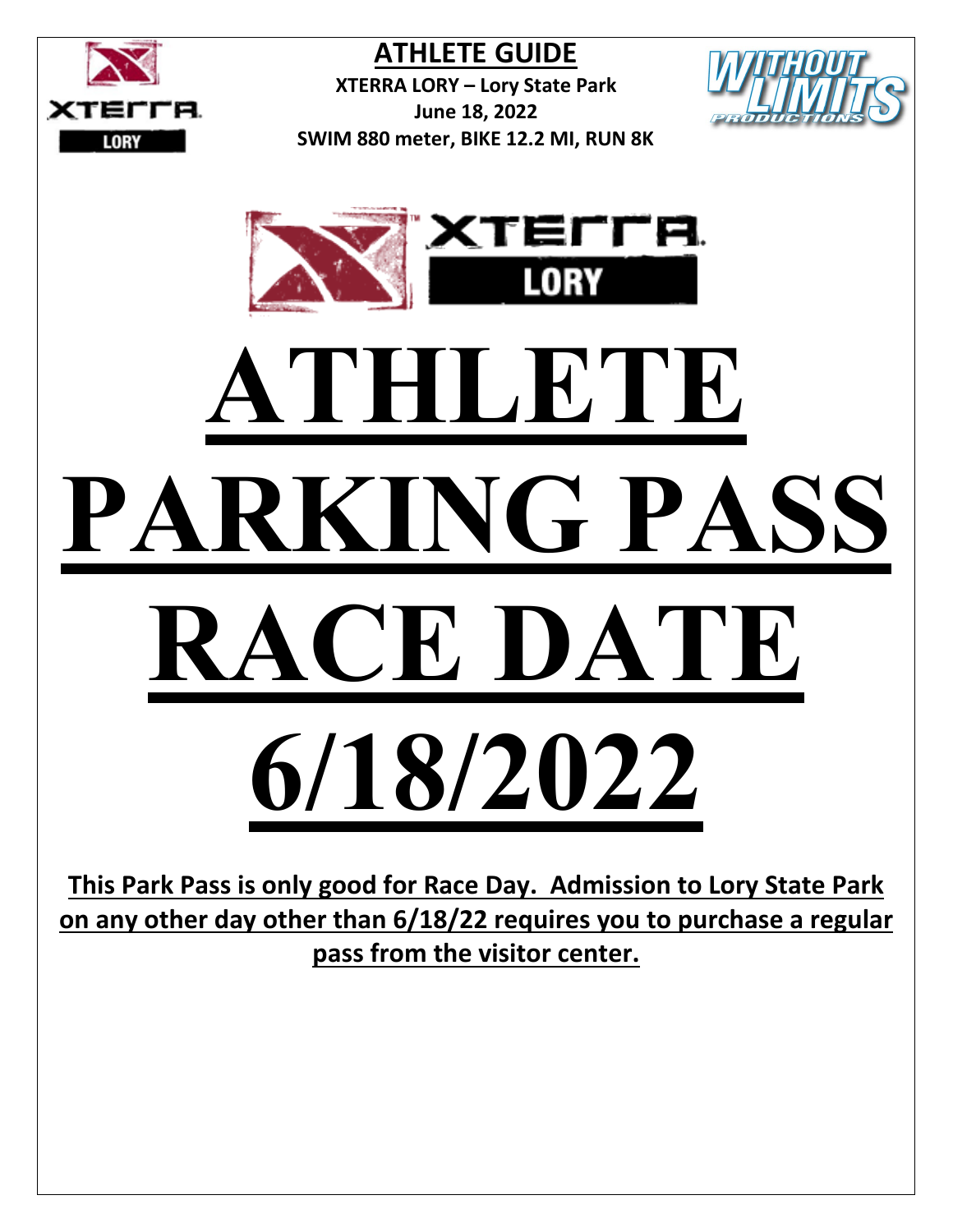**ATHLETE GUIDE**

**XTERRA LORY – Lory State Park**

**June 18, 2022**

**SWIM 880 meter, BIKE 12.2 MI, RUN 8K**

# ATHLETE PARKING PASS RACE DATE 6/18/2022

**This Park Pass is only good for Race Day. Admission to Lory State Park on any other day other than 6/18/22 requires you to purchase a regular pass from the visitor center.**